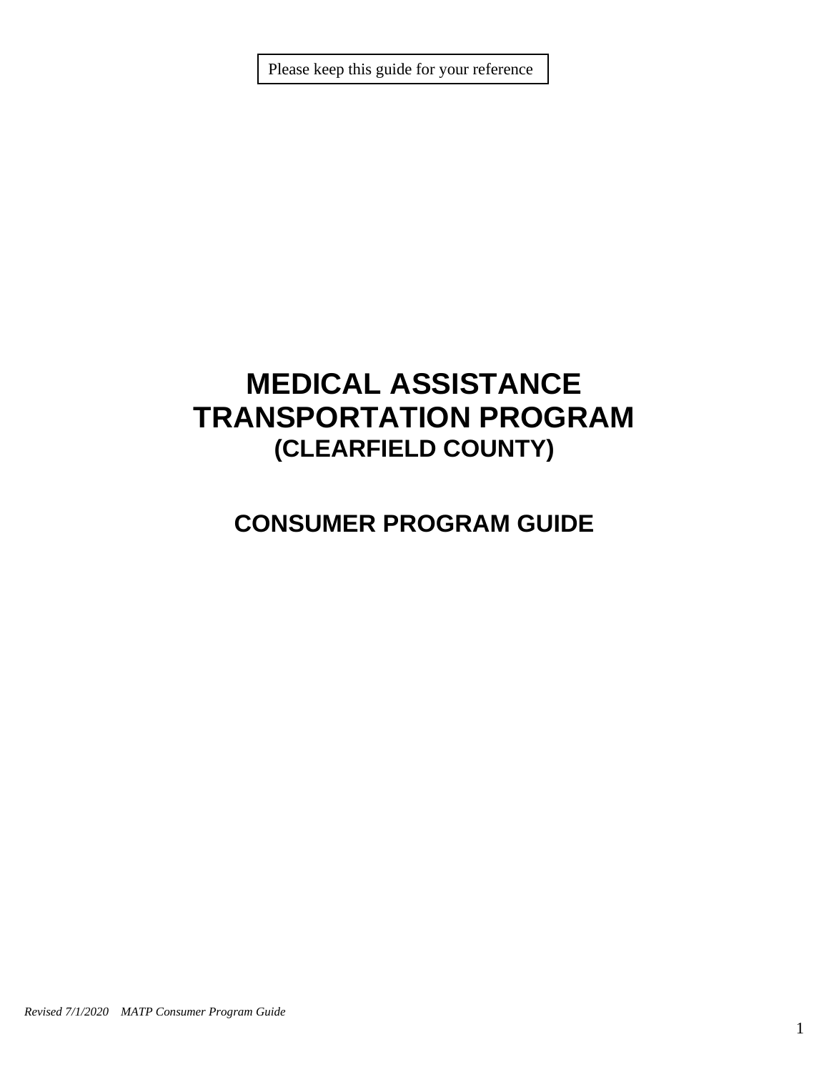Please keep this guide for your reference

# MEDICAL ASSISTANCE TRANSPORTATION PROGRAM
## (CLEARFIELD COUNTY)

## CONSUMER PROGRAM GUIDE

*Revised 7/1/2020 MATP Consumer Program Guide*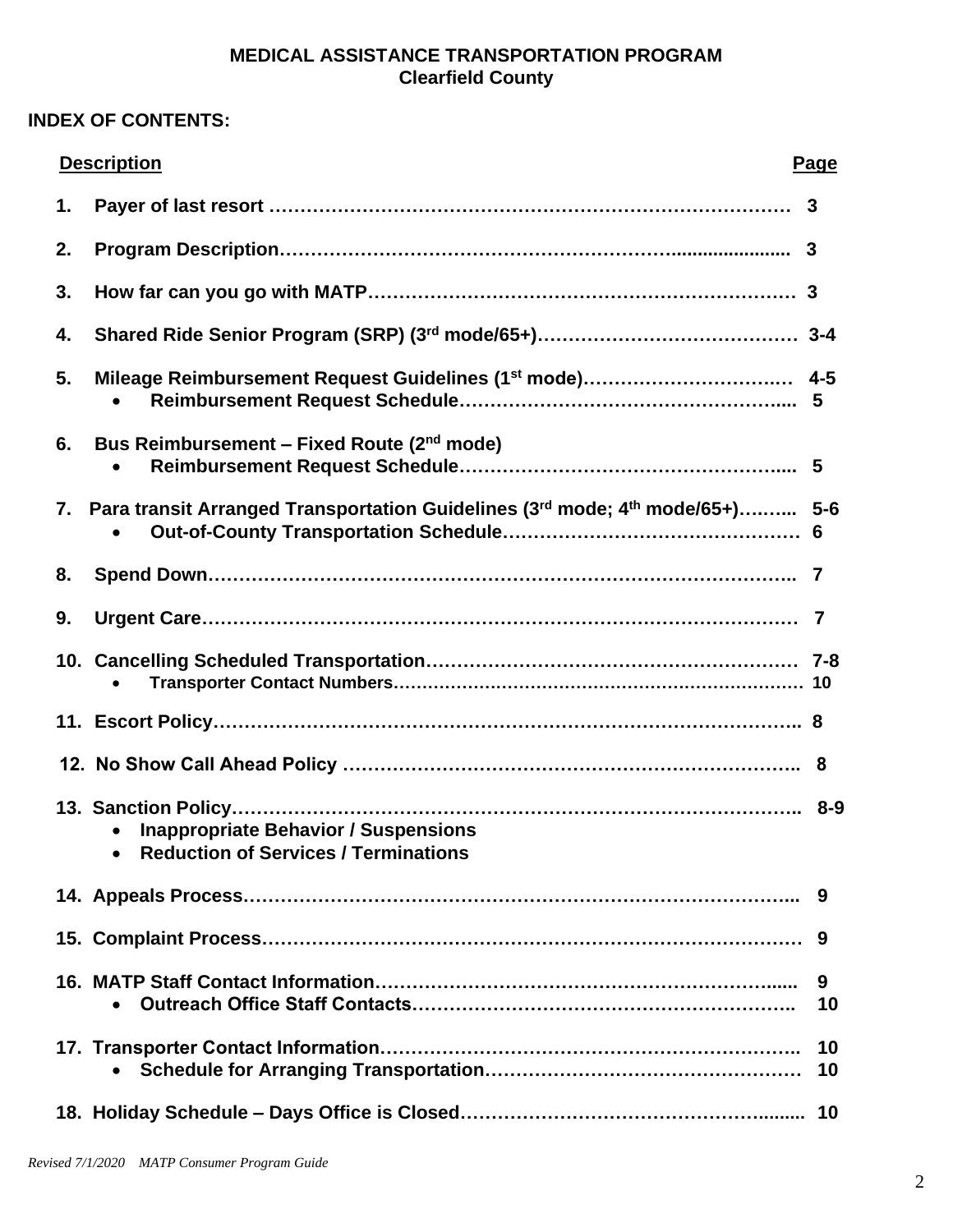**MEDICAL ASSISTANCE TRANSPORTATION PROGRAM**
**Clearfield County**

**INDEX OF CONTENTS:**

| Description | Page |
|---|---|
| 1. Payer of last resort | 3 |
| 2. Program Description | 3 |
| 3. How far can you go with MATP | 3 |
| 4. Shared Ride Senior Program (SRP) (3rd mode/65+) | 3-4 |
| 5. Mileage Reimbursement Request Guidelines (1st mode) | 4-5 |
| • Reimbursement Request Schedule | 5 |
| 6. Bus Reimbursement – Fixed Route (2nd mode) | |
| • Reimbursement Request Schedule | 5 |
| 7. Para transit Arranged Transportation Guidelines (3rd mode; 4th mode/65+) | 5-6 |
| • Out-of-County Transportation Schedule | 6 |
| 8. Spend Down | 7 |
| 9. Urgent Care | 7 |
| 10. Cancelling Scheduled Transportation | 7-8 |
| • Transporter Contact Numbers | 10 |
| 11. Escort Policy | 8 |
| 12. No Show Call Ahead Policy | 8 |
| 13. Sanction Policy | 8-9 |
| • Inappropriate Behavior / Suspensions | |
| • Reduction of Services / Terminations | |
| 14. Appeals Process | 9 |
| 15. Complaint Process | 9 |
| 16. MATP Staff Contact Information | 9 |
| • Outreach Office Staff Contacts | 10 |
| 17. Transporter Contact Information | 10 |
| • Schedule for Arranging Transportation | 10 |
| 18. Holiday Schedule – Days Office is Closed | 10 |

*Revised 7/1/2020 MATP Consumer Program Guide*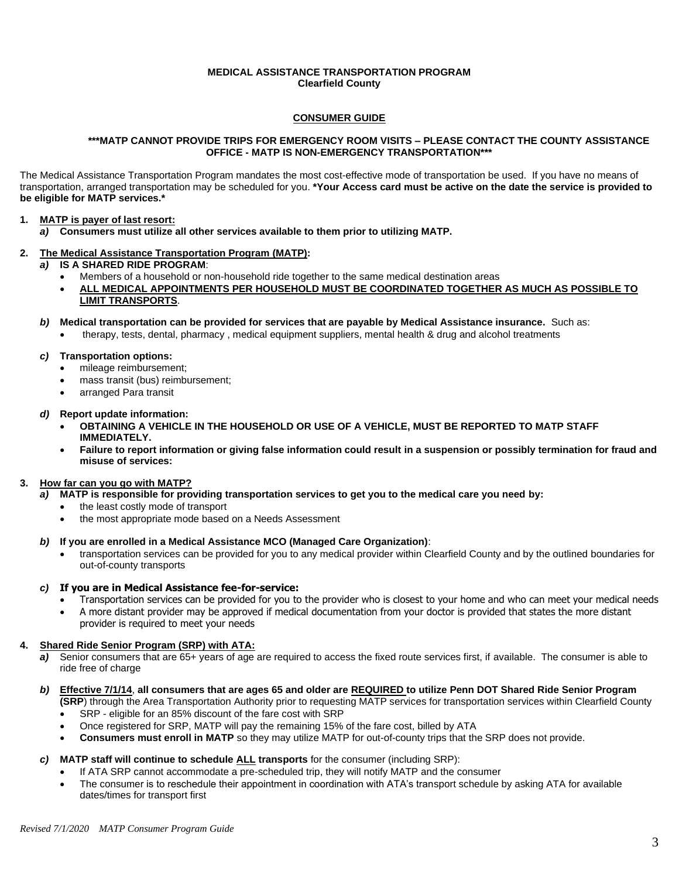**MEDICAL ASSISTANCE TRANSPORTATION PROGRAM**
**Clearfield County**

## CONSUMER GUIDE

**\*\*\*MATP CANNOT PROVIDE TRIPS FOR EMERGENCY ROOM VISITS – PLEASE CONTACT THE COUNTY ASSISTANCE OFFICE - MATP IS NON-EMERGENCY TRANSPORTATION\*\*\***

The Medical Assistance Transportation Program mandates the most cost-effective mode of transportation be used. If you have no means of transportation, arranged transportation may be scheduled for you. **\*Your Access card must be active on the date the service is provided to be eligible for MATP services.\***

1. **MATP is payer of last resort:**
   - ***a)*** **Consumers must utilize all other services available to them prior to utilizing MATP.**

2. **The Medical Assistance Transportation Program (MATP):**
   - ***a)*** **IS A SHARED RIDE PROGRAM**:
     - Members of a household or non-household ride together to the same medical destination areas
     - **ALL MEDICAL APPOINTMENTS PER HOUSEHOLD MUST BE COORDINATED TOGETHER AS MUCH AS POSSIBLE TO LIMIT TRANSPORTS**.
   - ***b)*** **Medical transportation can be provided for services that are payable by Medical Assistance insurance.** Such as:
     - therapy, tests, dental, pharmacy , medical equipment suppliers, mental health & drug and alcohol treatments
   - ***c)*** **Transportation options:**
     - mileage reimbursement;
     - mass transit (bus) reimbursement;
     - arranged Para transit
   - ***d)*** **Report update information:**
     - **OBTAINING A VEHICLE IN THE HOUSEHOLD OR USE OF A VEHICLE, MUST BE REPORTED TO MATP STAFF IMMEDIATELY.**
     - **Failure to report information or giving false information could result in a suspension or possibly termination for fraud and misuse of services:**

3. **How far can you go with MATP?**
   - ***a)*** **MATP is responsible for providing transportation services to get you to the medical care you need by:**
     - the least costly mode of transport
     - the most appropriate mode based on a Needs Assessment
   - ***b)*** **If you are enrolled in a Medical Assistance MCO (Managed Care Organization)**:
     - transportation services can be provided for you to any medical provider within Clearfield County and by the outlined boundaries for out-of-county transports
   - ***c)*** **If you are in Medical Assistance fee-for-service:**
     - Transportation services can be provided for you to the provider who is closest to your home and who can meet your medical needs
     - A more distant provider may be approved if medical documentation from your doctor is provided that states the more distant provider is required to meet your needs

4. **Shared Ride Senior Program (SRP) with ATA:**
   - ***a)*** Senior consumers that are 65+ years of age are required to access the fixed route services first, if available. The consumer is able to ride free of charge
   - ***b)*** **Effective 7/1/14**, **all consumers that are ages 65 and older are REQUIRED to utilize Penn DOT Shared Ride Senior Program (SRP**) through the Area Transportation Authority prior to requesting MATP services for transportation services within Clearfield County
     - SRP - eligible for an 85% discount of the fare cost with SRP
     - Once registered for SRP, MATP will pay the remaining 15% of the fare cost, billed by ATA
     - **Consumers must enroll in MATP** so they may utilize MATP for out-of-county trips that the SRP does not provide.
   - ***c)*** **MATP staff will continue to schedule ALL transports** for the consumer (including SRP):
     - If ATA SRP cannot accommodate a pre-scheduled trip, they will notify MATP and the consumer
     - The consumer is to reschedule their appointment in coordination with ATA's transport schedule by asking ATA for available dates/times for transport first

*Revised 7/1/2020 MATP Consumer Program Guide*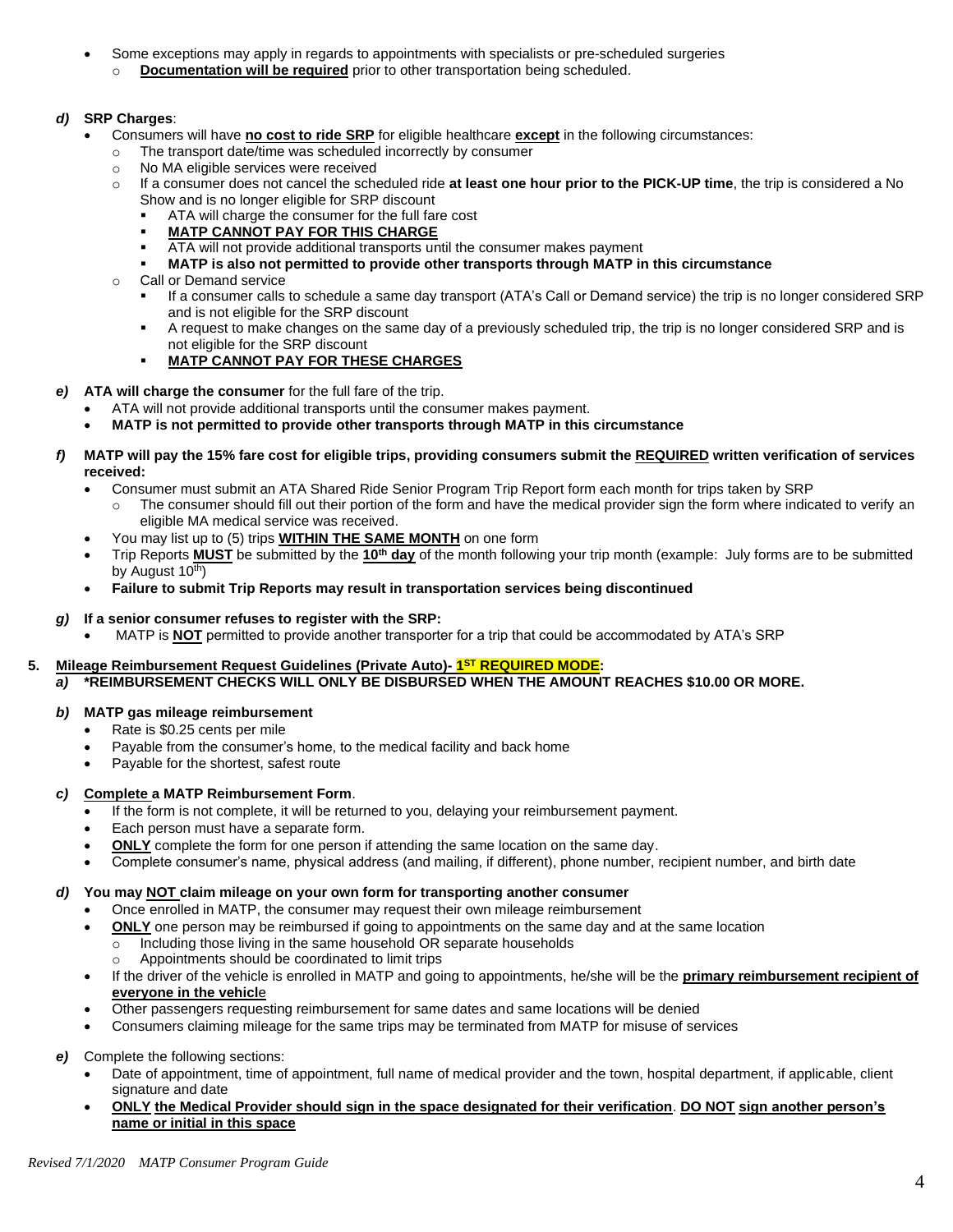- Some exceptions may apply in regards to appointments with specialists or pre-scheduled surgeries
  - **Documentation will be required** prior to other transportation being scheduled.

***d)*** **SRP Charges**:

- Consumers will have **no cost to ride SRP** for eligible healthcare **except** in the following circumstances:
  - The transport date/time was scheduled incorrectly by consumer
  - No MA eligible services were received
  - If a consumer does not cancel the scheduled ride **at least one hour prior to the PICK-UP time**, the trip is considered a No Show and is no longer eligible for SRP discount
    - ATA will charge the consumer for the full fare cost
    - **MATP CANNOT PAY FOR THIS CHARGE**
    - ATA will not provide additional transports until the consumer makes payment
    - **MATP is also not permitted to provide other transports through MATP in this circumstance**
  - Call or Demand service
    - If a consumer calls to schedule a same day transport (ATA's Call or Demand service) the trip is no longer considered SRP and is not eligible for the SRP discount
    - A request to make changes on the same day of a previously scheduled trip, the trip is no longer considered SRP and is not eligible for the SRP discount
    - **MATP CANNOT PAY FOR THESE CHARGES**

***e)*** **ATA will charge the consumer** for the full fare of the trip.

- ATA will not provide additional transports until the consumer makes payment.
- **MATP is not permitted to provide other transports through MATP in this circumstance**

***f)*** **MATP will pay the 15% fare cost for eligible trips, providing consumers submit the REQUIRED written verification of services received:**

- Consumer must submit an ATA Shared Ride Senior Program Trip Report form each month for trips taken by SRP
  - The consumer should fill out their portion of the form and have the medical provider sign the form where indicated to verify an eligible MA medical service was received.
- You may list up to (5) trips **WITHIN THE SAME MONTH** on one form
- Trip Reports **MUST** be submitted by the **10th day** of the month following your trip month (example: July forms are to be submitted by August 10th)
- **Failure to submit Trip Reports may result in transportation services being discontinued**

***g)*** **If a senior consumer refuses to register with the SRP:**

- MATP is **NOT** permitted to provide another transporter for a trip that could be accommodated by ATA's SRP

**5. Mileage Reimbursement Request Guidelines (Private Auto)- 1ST REQUIRED MODE:**

***a)*** **\*REIMBURSEMENT CHECKS WILL ONLY BE DISBURSED WHEN THE AMOUNT REACHES $10.00 OR MORE.**

***b)*** **MATP gas mileage reimbursement**

- Rate is $0.25 cents per mile
- Payable from the consumer's home, to the medical facility and back home
- Payable for the shortest, safest route

***c)*** **Complete a MATP Reimbursement Form**.

- If the form is not complete, it will be returned to you, delaying your reimbursement payment.
- Each person must have a separate form.
- **ONLY** complete the form for one person if attending the same location on the same day.
- Complete consumer's name, physical address (and mailing, if different), phone number, recipient number, and birth date

***d)*** **You may NOT claim mileage on your own form for transporting another consumer**

- Once enrolled in MATP, the consumer may request their own mileage reimbursement
- **ONLY** one person may be reimbursed if going to appointments on the same day and at the same location
  - Including those living in the same household OR separate households
  - Appointments should be coordinated to limit trips
- If the driver of the vehicle is enrolled in MATP and going to appointments, he/she will be the **primary reimbursement recipient of everyone in the vehicle**
- Other passengers requesting reimbursement for same dates and same locations will be denied
- Consumers claiming mileage for the same trips may be terminated from MATP for misuse of services

***e)*** Complete the following sections:

- Date of appointment, time of appointment, full name of medical provider and the town, hospital department, if applicable, client signature and date
- **ONLY the Medical Provider should sign in the space designated for their verification**. **DO NOT sign another person's name or initial in this space**

*Revised 7/1/2020 MATP Consumer Program Guide*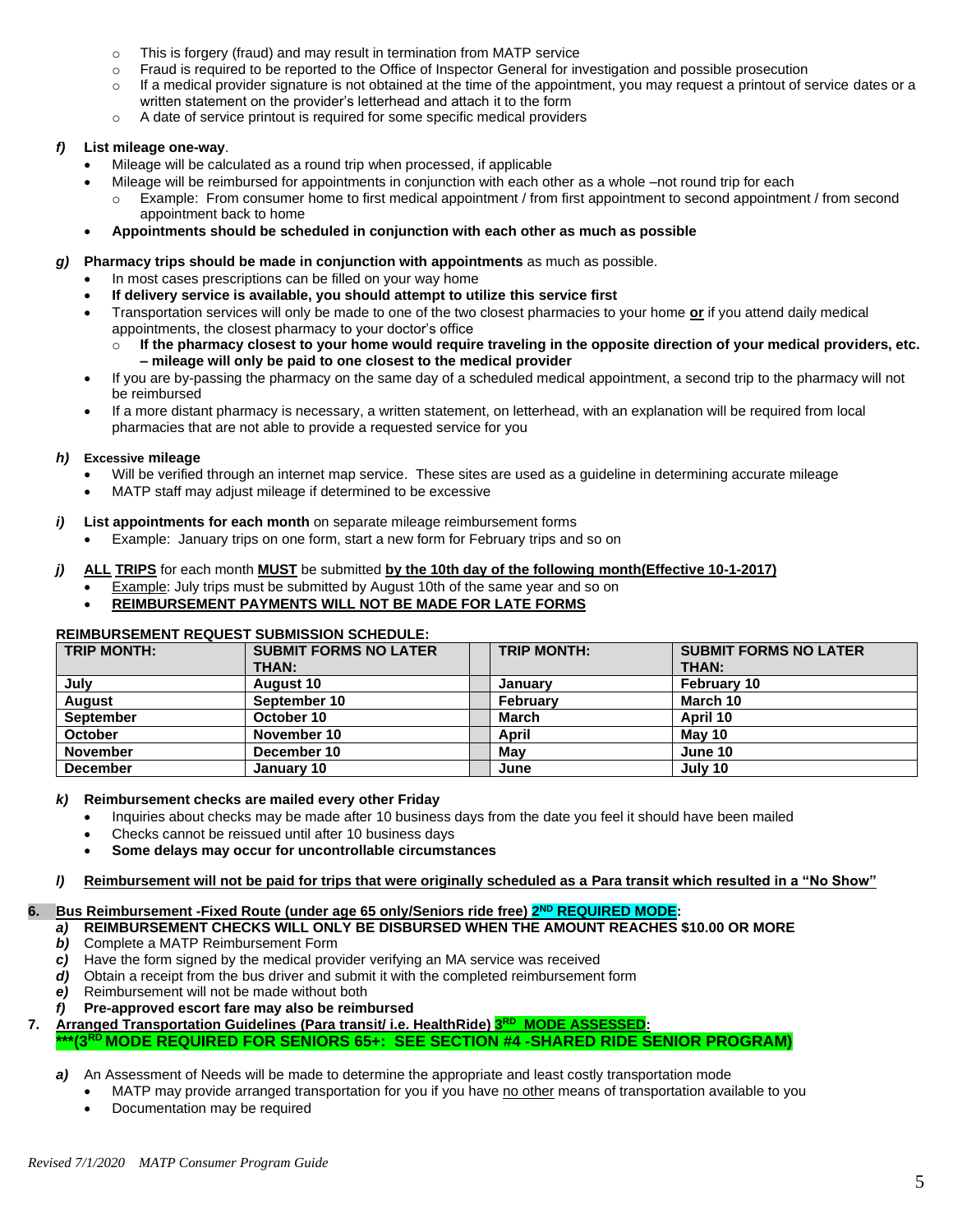- This is forgery (fraud) and may result in termination from MATP service
- Fraud is required to be reported to the Office of Inspector General for investigation and possible prosecution
- If a medical provider signature is not obtained at the time of the appointment, you may request a printout of service dates or a written statement on the provider's letterhead and attach it to the form
- A date of service printout is required for some specific medical providers

***f)*** **List mileage one-way**.

- Mileage will be calculated as a round trip when processed, if applicable
- Mileage will be reimbursed for appointments in conjunction with each other as a whole –not round trip for each
  - Example: From consumer home to first medical appointment / from first appointment to second appointment / from second appointment back to home
- **Appointments should be scheduled in conjunction with each other as much as possible**

***g)*** **Pharmacy trips should be made in conjunction with appointments** as much as possible.

- In most cases prescriptions can be filled on your way home
- **If delivery service is available, you should attempt to utilize this service first**
- Transportation services will only be made to one of the two closest pharmacies to your home **or** if you attend daily medical appointments, the closest pharmacy to your doctor's office
  - **If the pharmacy closest to your home would require traveling in the opposite direction of your medical providers, etc. – mileage will only be paid to one closest to the medical provider**
- If you are by-passing the pharmacy on the same day of a scheduled medical appointment, a second trip to the pharmacy will not be reimbursed
- If a more distant pharmacy is necessary, a written statement, on letterhead, with an explanation will be required from local pharmacies that are not able to provide a requested service for you

***h)*** **Excessive mileage**

- Will be verified through an internet map service. These sites are used as a guideline in determining accurate mileage
- MATP staff may adjust mileage if determined to be excessive

***i)*** **List appointments for each month** on separate mileage reimbursement forms

- Example: January trips on one form, start a new form for February trips and so on

***j)*** **ALL TRIPS** for each month **MUST** be submitted **by the 10th day of the following month(Effective 10-1-2017)**

- Example: July trips must be submitted by August 10th of the same year and so on
- **REIMBURSEMENT PAYMENTS WILL NOT BE MADE FOR LATE FORMS**

**REIMBURSEMENT REQUEST SUBMISSION SCHEDULE:**

| TRIP MONTH: | SUBMIT FORMS NO LATER THAN: | | TRIP MONTH: | SUBMIT FORMS NO LATER THAN: |
|---|---|---|---|---|
| July | August 10 | | January | February 10 |
| August | September 10 | | February | March 10 |
| September | October 10 | | March | April 10 |
| October | November 10 | | April | May 10 |
| November | December 10 | | May | June 10 |
| December | January 10 | | June | July 10 |

***k)*** **Reimbursement checks are mailed every other Friday**

- Inquiries about checks may be made after 10 business days from the date you feel it should have been mailed
- Checks cannot be reissued until after 10 business days
- **Some delays may occur for uncontrollable circumstances**

***l)*** **Reimbursement will not be paid for trips that were originally scheduled as a Para transit which resulted in a "No Show"**

**6. Bus Reimbursement -Fixed Route (under age 65 only/Seniors ride free) 2ND REQUIRED MODE:**

***a)*** **REIMBURSEMENT CHECKS WILL ONLY BE DISBURSED WHEN THE AMOUNT REACHES $10.00 OR MORE**

***b)*** Complete a MATP Reimbursement Form

***c)*** Have the form signed by the medical provider verifying an MA service was received

***d)*** Obtain a receipt from the bus driver and submit it with the completed reimbursement form

***e)*** Reimbursement will not be made without both

***f)*** **Pre-approved escort fare may also be reimbursed**

**7. Arranged Transportation Guidelines (Para transit/ i.e. HealthRide) 3RD MODE ASSESSED:**
**\*\*\*(3RD MODE REQUIRED FOR SENIORS 65+: SEE SECTION #4 -SHARED RIDE SENIOR PROGRAM)**

***a)*** An Assessment of Needs will be made to determine the appropriate and least costly transportation mode

- MATP may provide arranged transportation for you if you have no other means of transportation available to you
- Documentation may be required

*Revised 7/1/2020 MATP Consumer Program Guide*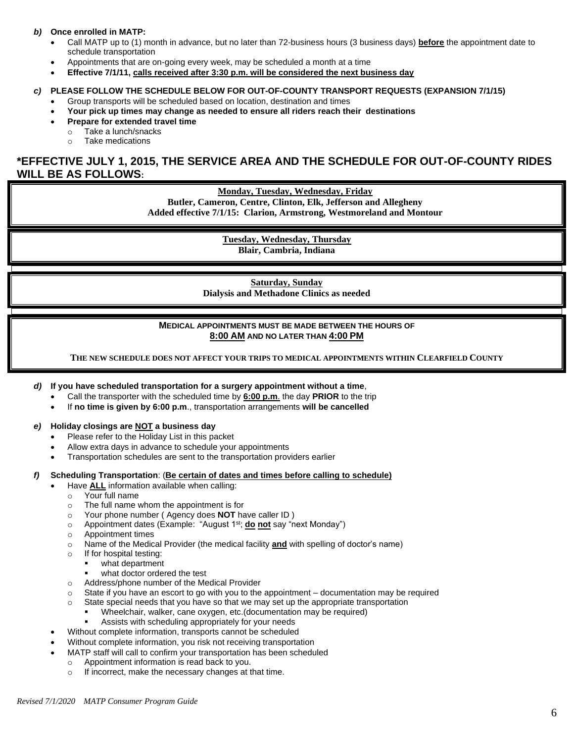***b)*** **Once enrolled in MATP:**

- Call MATP up to (1) month in advance, but no later than 72-business hours (3 business days) **before** the appointment date to schedule transportation
- Appointments that are on-going every week, may be scheduled a month at a time
- **Effective 7/1/11, calls received after 3:30 p.m. will be considered the next business day**

***c)*** **PLEASE FOLLOW THE SCHEDULE BELOW FOR OUT-OF-COUNTY TRANSPORT REQUESTS (EXPANSION 7/1/15)**

- Group transports will be scheduled based on location, destination and times
- **Your pick up times may change as needed to ensure all riders reach their destinations**
- **Prepare for extended travel time**
  - Take a lunch/snacks
  - Take medications

## *EFFECTIVE JULY 1, 2015, THE SERVICE AREA AND THE SCHEDULE FOR OUT-OF-COUNTY RIDES WILL BE AS FOLLOWS:

**Monday, Tuesday, Wednesday, Friday**
**Butler, Cameron, Centre, Clinton, Elk, Jefferson and Allegheny**
**Added effective 7/1/15: Clarion, Armstrong, Westmoreland and Montour**

**Tuesday, Wednesday, Thursday**
**Blair, Cambria, Indiana**

**Saturday, Sunday**
**Dialysis and Methadone Clinics as needed**

**MEDICAL APPOINTMENTS MUST BE MADE BETWEEN THE HOURS OF 8:00 AM AND NO LATER THAN 4:00 PM**

**THE NEW SCHEDULE DOES NOT AFFECT YOUR TRIPS TO MEDICAL APPOINTMENTS WITHIN CLEARFIELD COUNTY**

***d)*** **If you have scheduled transportation for a surgery appointment without a time**,

- Call the transporter with the scheduled time by **6:00 p.m**. the day **PRIOR** to the trip
- If **no time is given by 6:00 p.m**., transportation arrangements **will be cancelled**

***e)*** **Holiday closings are NOT a business day**

- Please refer to the Holiday List in this packet
- Allow extra days in advance to schedule your appointments
- Transportation schedules are sent to the transportation providers earlier

***f)*** **Scheduling Transportation**: (**Be certain of dates and times before calling to schedule)**

- Have **ALL** information available when calling:
  - Your full name
  - The full name whom the appointment is for
  - Your phone number ( Agency does **NOT** have caller ID )
  - Appointment dates (Example: "August 1st; **do not** say "next Monday")
  - Appointment times
  - Name of the Medical Provider (the medical facility **and** with spelling of doctor's name)
  - If for hospital testing:
    - what department
    - what doctor ordered the test
  - Address/phone number of the Medical Provider
  - State if you have an escort to go with you to the appointment – documentation may be required
  - State special needs that you have so that we may set up the appropriate transportation
    - Wheelchair, walker, cane oxygen, etc.(documentation may be required)
    - Assists with scheduling appropriately for your needs
- Without complete information, transports cannot be scheduled
- Without complete information, you risk not receiving transportation
- MATP staff will call to confirm your transportation has been scheduled
  - Appointment information is read back to you.
  - If incorrect, make the necessary changes at that time.

*Revised 7/1/2020 MATP Consumer Program Guide*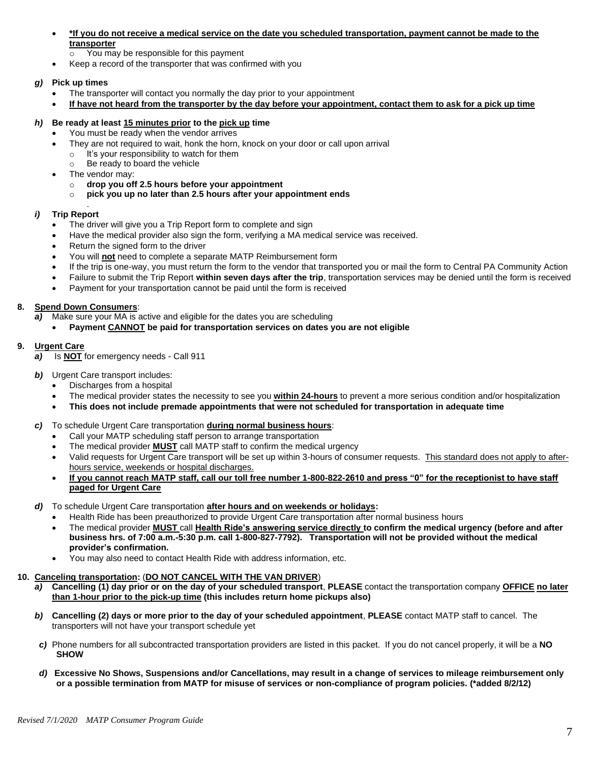- **<u>*If you do not receive a medical service on the date you scheduled transportation, payment cannot be made to the transporter</u>**
  - You may be responsible for this payment
- Keep a record of the transporter that was confirmed with you

***g)*** **Pick up times**

- The transporter will contact you normally the day prior to your appointment
- **<u>If have not heard from the transporter by the day before your appointment, contact them to ask for a pick up time</u>**

***h)*** **Be ready at least <u>15 minutes prior</u> to the <u>pick up</u> time**

- You must be ready when the vendor arrives
- They are not required to wait, honk the horn, knock on your door or call upon arrival
  - It's your responsibility to watch for them
  - Be ready to board the vehicle
- The vendor may:
  - **drop you off 2.5 hours before your appointment**
  - **pick you up no later than 2.5 hours after your appointment ends**

.

***i)*** **Trip Report**

- The driver will give you a Trip Report form to complete and sign
- Have the medical provider also sign the form, verifying a MA medical service was received.
- Return the signed form to the driver
- You will **<u>not</u>** need to complete a separate MATP Reimbursement form
- If the trip is one-way, you must return the form to the vendor that transported you or mail the form to Central PA Community Action
- Failure to submit the Trip Report **within seven days after the trip**, transportation services may be denied until the form is received
- Payment for your transportation cannot be paid until the form is received

**8. <u>Spend Down Consumers</u>**:

***a)*** Make sure your MA is active and eligible for the dates you are scheduling

- **Payment <u>CANNOT</u> be paid for transportation services on dates you are not eligible**

**9. <u>Urgent Care</u>**

***a)*** Is **<u>NOT</u>** for emergency needs - Call 911

***b)*** Urgent Care transport includes:

- Discharges from a hospital
- The medical provider states the necessity to see you **<u>within 24-hours</u>** to prevent a more serious condition and/or hospitalization
- **This does not include premade appointments that were not scheduled for transportation in adequate time**

***c)*** To schedule Urgent Care transportation **<u>during normal business hours</u>**:

- Call your MATP scheduling staff person to arrange transportation
- The medical provider **<u>MUST</u>** call MATP staff to confirm the medical urgency
- Valid requests for Urgent Care transport will be set up within 3-hours of consumer requests. <u>This standard does not apply to after-hours service, weekends or hospital discharges.</u>
- **<u>If you cannot reach MATP staff, call our toll free number 1-800-822-2610 and press "0" for the receptionist to have staff paged for Urgent Care</u>**

***d)*** To schedule Urgent Care transportation **<u>after hours and on weekends or holidays</u>:**

- Health Ride has been preauthorized to provide Urgent Care transportation after normal business hours
- The medical provider **<u>MUST</u>** call **<u>Health Ride's answering service directly</u> to confirm the medical urgency (before and after business hrs. of 7:00 a.m.-5:30 p.m. call 1-800-827-7792). Transportation will not be provided without the medical provider's confirmation.**
- You may also need to contact Health Ride with address information, etc.

**10. <u>Canceling transportation</u>:** (**<u>DO NOT CANCEL WITH THE VAN DRIVER</u>**)

***a)*** **Cancelling (1) day prior or on the day of your scheduled transport**, **PLEASE** contact the transportation company **<u>OFFICE</u> <u>no later than 1-hour prior to the pick-up time</u> (this includes return home pickups also)**

***b)*** **Cancelling (2) days or more prior to the day of your scheduled appointment**, **PLEASE** contact MATP staff to cancel. The transporters will not have your transport schedule yet

***c)*** Phone numbers for all subcontracted transportation providers are listed in this packet. If you do not cancel properly, it will be a **NO SHOW**

***d)*** **Excessive No Shows, Suspensions and/or Cancellations, may result in a change of services to mileage reimbursement only or a possible termination from MATP for misuse of services or non-compliance of program policies. (*added 8/2/12)**

*Revised 7/1/2020 MATP Consumer Program Guide*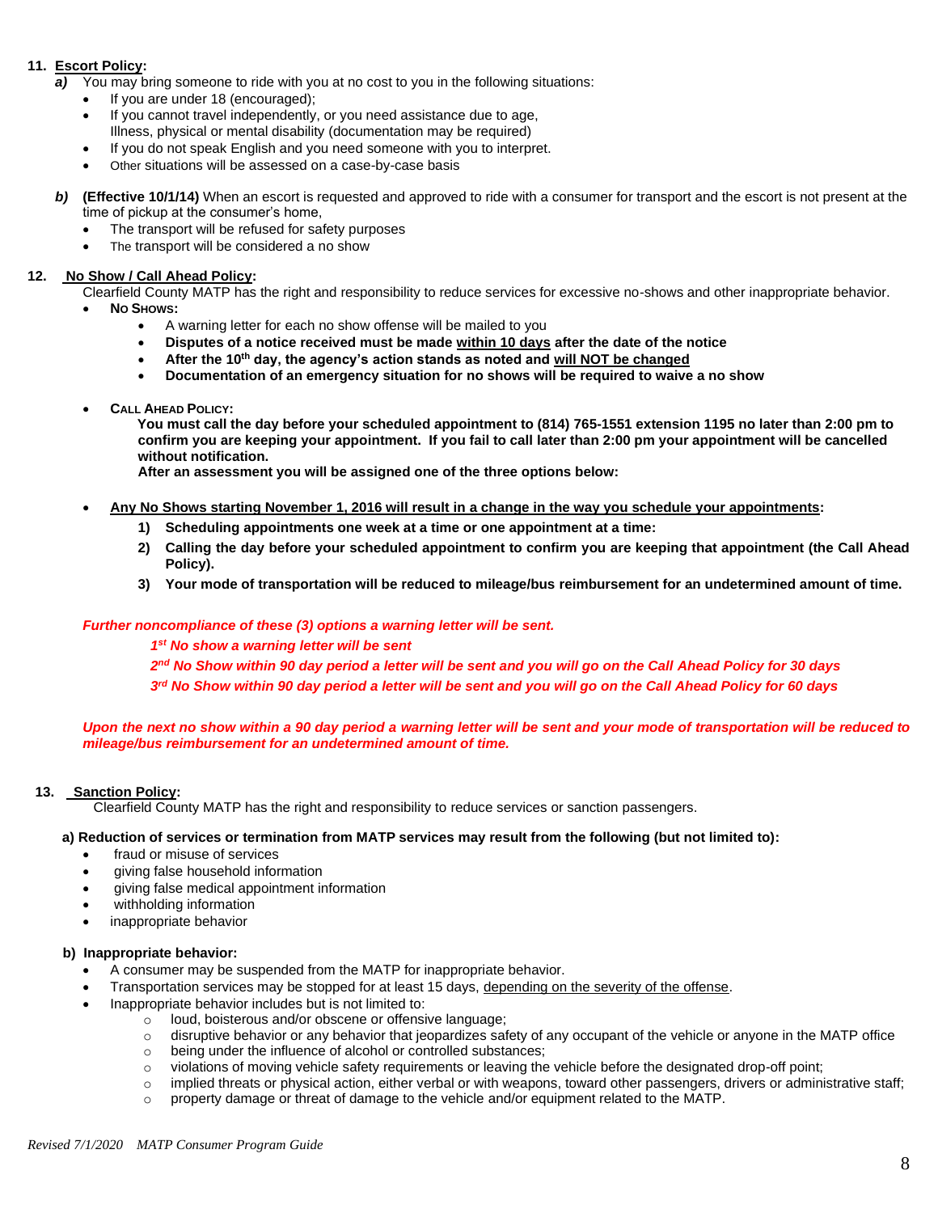**11. <u>Escort Policy</u>:**

***a)*** You may bring someone to ride with you at no cost to you in the following situations:

- If you are under 18 (encouraged);
- If you cannot travel independently, or you need assistance due to age, Illness, physical or mental disability (documentation may be required)
- If you do not speak English and you need someone with you to interpret.
- Other situations will be assessed on a case-by-case basis

***b)*** **(Effective 10/1/14)** When an escort is requested and approved to ride with a consumer for transport and the escort is not present at the time of pickup at the consumer's home,

- The transport will be refused for safety purposes
- The transport will be considered a no show

**12. <u>No Show / Call Ahead Policy</u>:**

Clearfield County MATP has the right and responsibility to reduce services for excessive no-shows and other inappropriate behavior.

- **NO SHOWS:**
  - A warning letter for each no show offense will be mailed to you
  - **Disputes of a notice received must be made <u>within 10 days</u> after the date of the notice**
  - **After the 10th day, the agency's action stands as noted and <u>will NOT be changed</u>**
  - **Documentation of an emergency situation for no shows will be required to waive a no show**

- **CALL AHEAD POLICY:**

  **You must call the day before your scheduled appointment to (814) 765-1551 extension 1195 no later than 2:00 pm to confirm you are keeping your appointment. If you fail to call later than 2:00 pm your appointment will be cancelled without notification.**

  **After an assessment you will be assigned one of the three options below:**

- **<u>Any No Shows starting November 1, 2016 will result in a change in the way you schedule your appointments</u>:**
  1) **Scheduling appointments one week at a time or one appointment at a time:**
  2) **Calling the day before your scheduled appointment to confirm you are keeping that appointment (the Call Ahead Policy).**
  3) **Your mode of transportation will be reduced to mileage/bus reimbursement for an undetermined amount of time.**

***Further noncompliance of these (3) options a warning letter will be sent.***

***1st No show a warning letter will be sent***

***2nd No Show within 90 day period a letter will be sent and you will go on the Call Ahead Policy for 30 days***

***3rd No Show within 90 day period a letter will be sent and you will go on the Call Ahead Policy for 60 days***

***Upon the next no show within a 90 day period a warning letter will be sent and your mode of transportation will be reduced to mileage/bus reimbursement for an undetermined amount of time.***

**13. <u>Sanction Policy</u>:**

Clearfield County MATP has the right and responsibility to reduce services or sanction passengers.

**a) Reduction of services or termination from MATP services may result from the following (but not limited to):**

- fraud or misuse of services
- giving false household information
- giving false medical appointment information
- withholding information
- inappropriate behavior

**b) Inappropriate behavior:**

- A consumer may be suspended from the MATP for inappropriate behavior.
- Transportation services may be stopped for at least 15 days, <u>depending on the severity of the offense</u>.
- Inappropriate behavior includes but is not limited to:
  - loud, boisterous and/or obscene or offensive language;
  - disruptive behavior or any behavior that jeopardizes safety of any occupant of the vehicle or anyone in the MATP office
  - being under the influence of alcohol or controlled substances;
  - violations of moving vehicle safety requirements or leaving the vehicle before the designated drop-off point;
  - implied threats or physical action, either verbal or with weapons, toward other passengers, drivers or administrative staff;
  - property damage or threat of damage to the vehicle and/or equipment related to the MATP.

*Revised 7/1/2020 MATP Consumer Program Guide*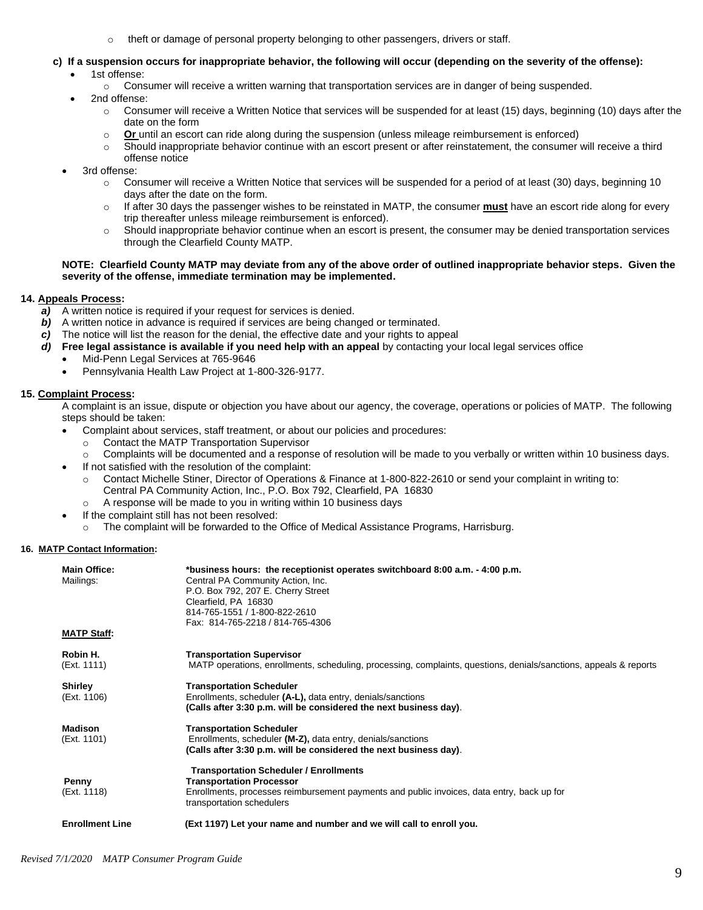- theft or damage of personal property belonging to other passengers, drivers or staff.

**c) If a suspension occurs for inappropriate behavior, the following will occur (depending on the severity of the offense):**

- 1st offense:
  - Consumer will receive a written warning that transportation services are in danger of being suspended.
- 2nd offense:
  - Consumer will receive a Written Notice that services will be suspended for at least (15) days, beginning (10) days after the date on the form
  - **Or** until an escort can ride along during the suspension (unless mileage reimbursement is enforced)
  - Should inappropriate behavior continue with an escort present or after reinstatement, the consumer will receive a third offense notice
- 3rd offense:
  - Consumer will receive a Written Notice that services will be suspended for a period of at least (30) days, beginning 10 days after the date on the form.
  - If after 30 days the passenger wishes to be reinstated in MATP, the consumer **must** have an escort ride along for every trip thereafter unless mileage reimbursement is enforced).
  - Should inappropriate behavior continue when an escort is present, the consumer may be denied transportation services through the Clearfield County MATP.

**NOTE: Clearfield County MATP may deviate from any of the above order of outlined inappropriate behavior steps. Given the severity of the offense, immediate termination may be implemented.**

## 14. Appeals Process:

***a)*** A written notice is required if your request for services is denied.
***b)*** A written notice in advance is required if services are being changed or terminated.
***c)*** The notice will list the reason for the denial, the effective date and your rights to appeal
***d)*** **Free legal assistance is available if you need help with an appeal** by contacting your local legal services office

- Mid-Penn Legal Services at 765-9646
- Pennsylvania Health Law Project at 1-800-326-9177.

## 15. Complaint Process:

A complaint is an issue, dispute or objection you have about our agency, the coverage, operations or policies of MATP. The following steps should be taken:

- Complaint about services, staff treatment, or about our policies and procedures:
  - Contact the MATP Transportation Supervisor
  - Complaints will be documented and a response of resolution will be made to you verbally or written within 10 business days.
- If not satisfied with the resolution of the complaint:
  - Contact Michelle Stiner, Director of Operations & Finance at 1-800-822-2610 or send your complaint in writing to: Central PA Community Action, Inc., P.O. Box 792, Clearfield, PA 16830
  - A response will be made to you in writing within 10 business days
- If the complaint still has not been resolved:
  - The complaint will be forwarded to the Office of Medical Assistance Programs, Harrisburg.

## 16. MATP Contact Information:

**Main Office:** **\*business hours: the receptionist operates switchboard 8:00 a.m. - 4:00 p.m.**
Mailings: Central PA Community Action, Inc.
P.O. Box 792, 207 E. Cherry Street
Clearfield, PA 16830
814-765-1551 / 1-800-822-2610
Fax: 814-765-2218 / 814-765-4306

**MATP Staff:**

**Robin H.** (Ext. 1111) — **Transportation Supervisor**
MATP operations, enrollments, scheduling, processing, complaints, questions, denials/sanctions, appeals & reports

**Shirley** (Ext. 1106) — **Transportation Scheduler**
Enrollments, scheduler **(A-L),** data entry, denials/sanctions
**(Calls after 3:30 p.m. will be considered the next business day)**.

**Madison** (Ext. 1101) — **Transportation Scheduler**
Enrollments, scheduler **(M-Z),** data entry, denials/sanctions
**(Calls after 3:30 p.m. will be considered the next business day)**.

**Penny** (Ext. 1118) — **Transportation Scheduler / Enrollments**
**Transportation Processor**
Enrollments, processes reimbursement payments and public invoices, data entry, back up for transportation schedulers

**Enrollment Line** — **(Ext 1197) Let your name and number and we will call to enroll you.**

*Revised 7/1/2020 MATP Consumer Program Guide*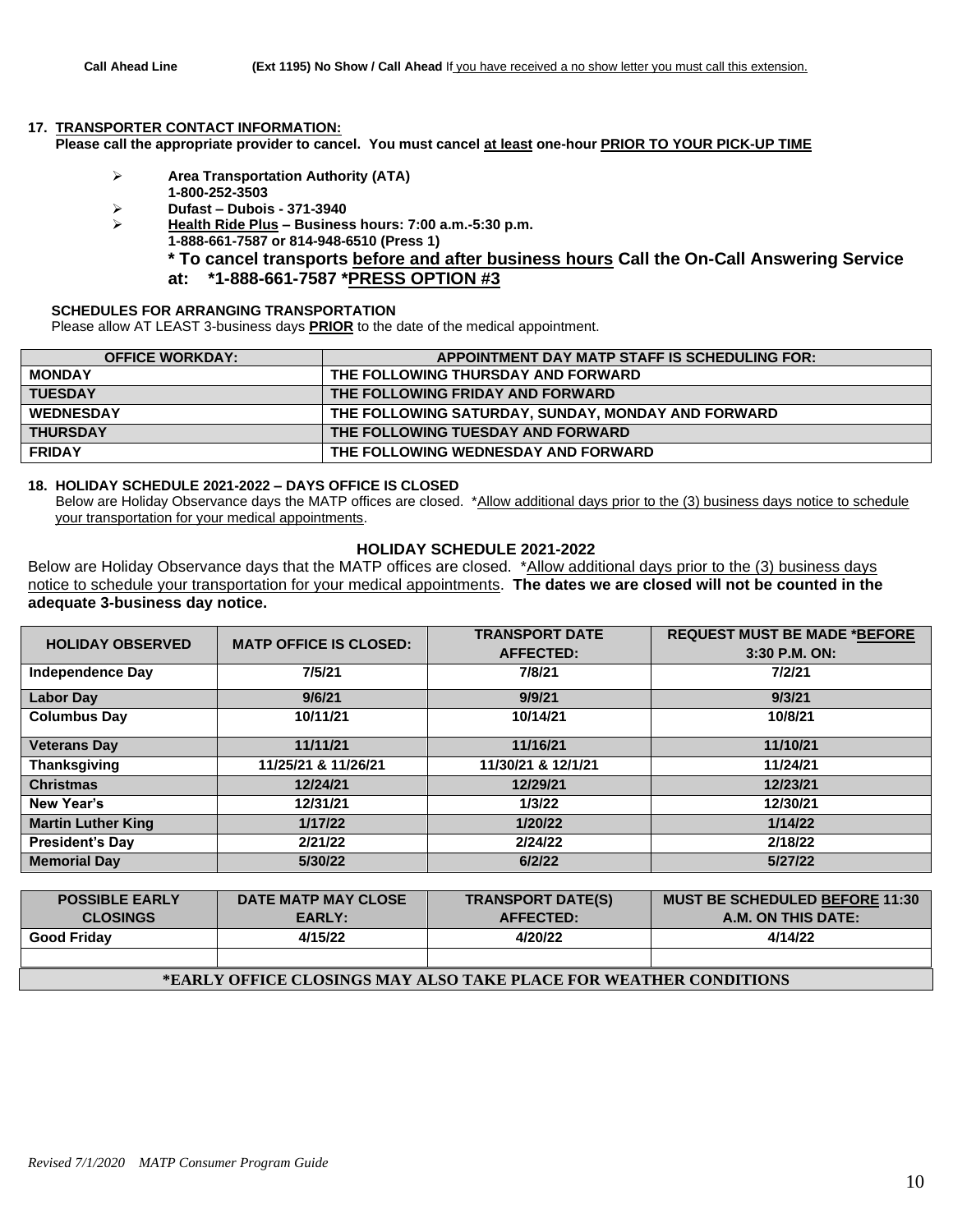**Call Ahead Line** **(Ext 1195) No Show / Call Ahead** If you have received a no show letter you must call this extension.

**17. TRANSPORTER CONTACT INFORMATION:**

**Please call the appropriate provider to cancel. You must cancel at least one-hour PRIOR TO YOUR PICK-UP TIME**

- **Area Transportation Authority (ATA)**
  **1-800-252-3503**
- **Dufast – Dubois - 371-3940**
- **Health Ride Plus – Business hours: 7:00 a.m.-5:30 p.m.**
  **1-888-661-7587 or 814-948-6510 (Press 1)**
  **\* To cancel transports before and after business hours Call the On-Call Answering Service at: \*1-888-661-7587 \*PRESS OPTION #3**

**SCHEDULES FOR ARRANGING TRANSPORTATION**

Please allow AT LEAST 3-business days **PRIOR** to the date of the medical appointment.

| OFFICE WORKDAY: | APPOINTMENT DAY MATP STAFF IS SCHEDULING FOR: |
|---|---|
| MONDAY | THE FOLLOWING THURSDAY AND FORWARD |
| TUESDAY | THE FOLLOWING FRIDAY AND FORWARD |
| WEDNESDAY | THE FOLLOWING SATURDAY, SUNDAY, MONDAY AND FORWARD |
| THURSDAY | THE FOLLOWING TUESDAY AND FORWARD |
| FRIDAY | THE FOLLOWING WEDNESDAY AND FORWARD |

**18. HOLIDAY SCHEDULE 2021-2022 – DAYS OFFICE IS CLOSED**

Below are Holiday Observance days the MATP offices are closed. \*Allow additional days prior to the (3) business days notice to schedule your transportation for your medical appointments.

**HOLIDAY SCHEDULE 2021-2022**

Below are Holiday Observance days that the MATP offices are closed. \*Allow additional days prior to the (3) business days notice to schedule your transportation for your medical appointments. **The dates we are closed will not be counted in the adequate 3-business day notice.**

| HOLIDAY OBSERVED | MATP OFFICE IS CLOSED: | TRANSPORT DATE AFFECTED: | REQUEST MUST BE MADE \*BEFORE 3:30 P.M. ON: |
|---|---|---|---|
| Independence Day | 7/5/21 | 7/8/21 | 7/2/21 |
| Labor Day | 9/6/21 | 9/9/21 | 9/3/21 |
| Columbus Day | 10/11/21 | 10/14/21 | 10/8/21 |
| Veterans Day | 11/11/21 | 11/16/21 | 11/10/21 |
| Thanksgiving | 11/25/21 & 11/26/21 | 11/30/21 & 12/1/21 | 11/24/21 |
| Christmas | 12/24/21 | 12/29/21 | 12/23/21 |
| New Year's | 12/31/21 | 1/3/22 | 12/30/21 |
| Martin Luther King | 1/17/22 | 1/20/22 | 1/14/22 |
| President's Day | 2/21/22 | 2/24/22 | 2/18/22 |
| Memorial Day | 5/30/22 | 6/2/22 | 5/27/22 |

| POSSIBLE EARLY CLOSINGS | DATE MATP MAY CLOSE EARLY: | TRANSPORT DATE(S) AFFECTED: | MUST BE SCHEDULED BEFORE 11:30 A.M. ON THIS DATE: |
|---|---|---|---|
| Good Friday | 4/15/22 | 4/20/22 | 4/14/22 |
| | | | |
| \*EARLY OFFICE CLOSINGS MAY ALSO TAKE PLACE FOR WEATHER CONDITIONS | | | |

*Revised 7/1/2020 MATP Consumer Program Guide*